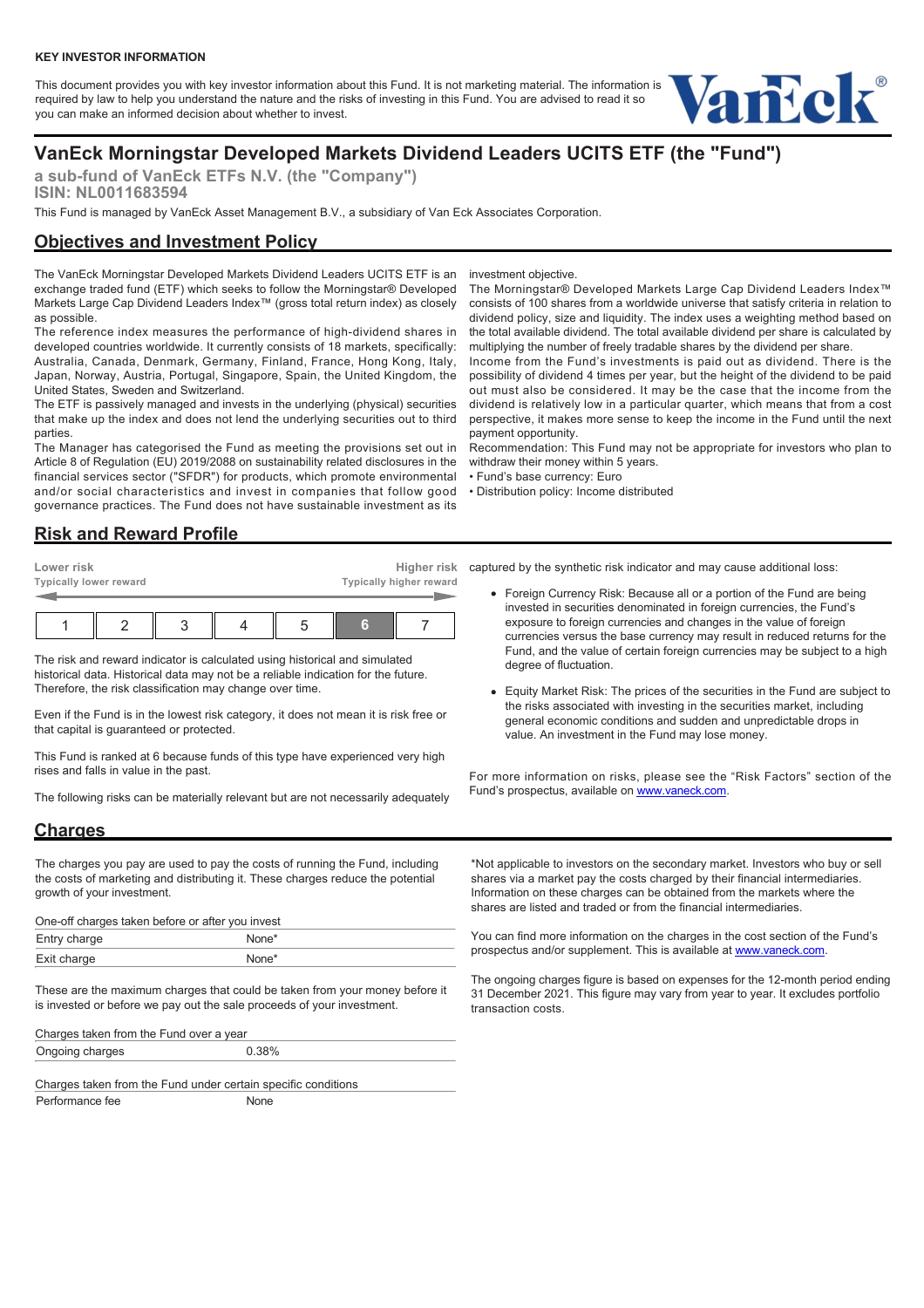**KEY INVESTOR INFORMATION**

This document provides you with key investor information about this Fund. It is not marketing material. The information is required by law to help you understand the nature and the risks of investing in this Fund. You are advised to read it so you can make an informed decision about whether to invest.

# VanEck Morningstar Developed Markets Dividend Leaders UCITS ETF (the "Fund")

**a sub-fund of VanEck ETFs N.V. (the "Company")**
**ISIN: NL0011683594**

This Fund is managed by VanEck Asset Management B.V., a subsidiary of Van Eck Associates Corporation.

## Objectives and Investment Policy

The VanEck Morningstar Developed Markets Dividend Leaders UCITS ETF is an exchange traded fund (ETF) which seeks to follow the Morningstar® Developed Markets Large Cap Dividend Leaders Index™ (gross total return index) as closely as possible.

The reference index measures the performance of high-dividend shares in developed countries worldwide. It currently consists of 18 markets, specifically: Australia, Canada, Denmark, Germany, Finland, France, Hong Kong, Italy, Japan, Norway, Austria, Portugal, Singapore, Spain, the United Kingdom, the United States, Sweden and Switzerland.

The ETF is passively managed and invests in the underlying (physical) securities that make up the index and does not lend the underlying securities out to third parties.

The Manager has categorised the Fund as meeting the provisions set out in Article 8 of Regulation (EU) 2019/2088 on sustainability related disclosures in the financial services sector ("SFDR") for products, which promote environmental and/or social characteristics and invest in companies that follow good governance practices. The Fund does not have sustainable investment as its investment objective.

The Morningstar® Developed Markets Large Cap Dividend Leaders Index™ consists of 100 shares from a worldwide universe that satisfy criteria in relation to dividend policy, size and liquidity. The index uses a weighting method based on the total available dividend. The total available dividend per share is calculated by multiplying the number of freely tradable shares by the dividend per share.

Income from the Fund's investments is paid out as dividend. There is the possibility of dividend 4 times per year, but the height of the dividend to be paid out must also be considered. It may be the case that the income from the dividend is relatively low in a particular quarter, which means that from a cost perspective, it makes more sense to keep the income in the Fund until the next payment opportunity.

Recommendation: This Fund may not be appropriate for investors who plan to withdraw their money within 5 years.

- Fund's base currency: Euro
- Distribution policy: Income distributed

## Risk and Reward Profile

| Lower risk<br>Typically lower reward | | | | | | Higher risk<br>Typically higher reward |
|---|---|---|---|---|---|---|
| 1 | 2 | 3 | 4 | 5 | **6** | 7 |

The risk and reward indicator is calculated using historical and simulated historical data. Historical data may not be a reliable indication for the future. Therefore, the risk classification may change over time.

Even if the Fund is in the lowest risk category, it does not mean it is risk free or that capital is guaranteed or protected.

This Fund is ranked at 6 because funds of this type have experienced very high rises and falls in value in the past.

The following risks can be materially relevant but are not necessarily adequately captured by the synthetic risk indicator and may cause additional loss:

- Foreign Currency Risk: Because all or a portion of the Fund are being invested in securities denominated in foreign currencies, the Fund's exposure to foreign currencies and changes in the value of foreign currencies versus the base currency may result in reduced returns for the Fund, and the value of certain foreign currencies may be subject to a high degree of fluctuation.
- Equity Market Risk: The prices of the securities in the Fund are subject to the risks associated with investing in the securities market, including general economic conditions and sudden and unpredictable drops in value. An investment in the Fund may lose money.

For more information on risks, please see the "Risk Factors" section of the Fund's prospectus, available on www.vaneck.com.

## Charges

The charges you pay are used to pay the costs of running the Fund, including the costs of marketing and distributing it. These charges reduce the potential growth of your investment.

| One-off charges taken before or after you invest | |
|---|---|
| Entry charge | None* |
| Exit charge | None* |

These are the maximum charges that could be taken from your money before it is invested or before we pay out the sale proceeds of your investment.

| Charges taken from the Fund over a year | |
|---|---|
| Ongoing charges | 0.38% |

| Charges taken from the Fund under certain specific conditions | |
|---|---|
| Performance fee | None |

*Not applicable to investors on the secondary market. Investors who buy or sell shares via a market pay the costs charged by their financial intermediaries. Information on these charges can be obtained from the markets where the shares are listed and traded or from the financial intermediaries.

You can find more information on the charges in the cost section of the Fund's prospectus and/or supplement. This is available at www.vaneck.com.

The ongoing charges figure is based on expenses for the 12-month period ending 31 December 2021. This figure may vary from year to year. It excludes portfolio transaction costs.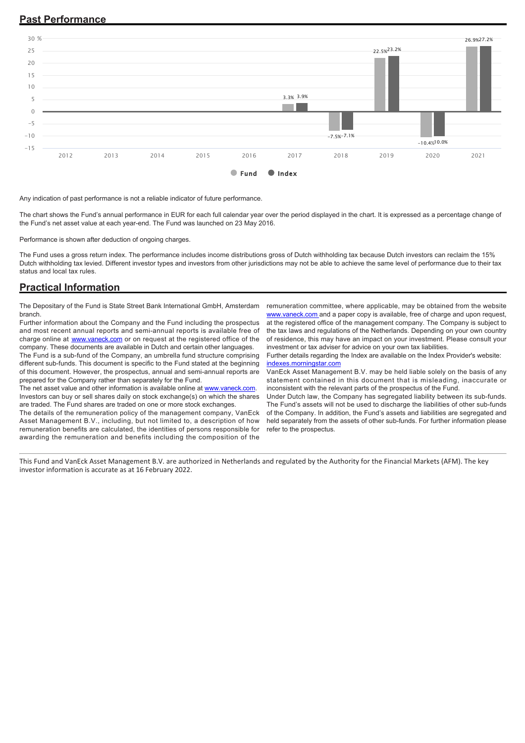## Past Performance

30 %
25
20
15
10
5
0
−5
−10
−15

2012 2013 2014 2015 2016 2017 2018 2019 2020 2021

3.3% 3.9%
−7.5% −7.1%
22.5% 23.2%
−10.4% 10.0%
26.9% 27.2%

Fund Index

Any indication of past performance is not a reliable indicator of future performance.

The chart shows the Fund's annual performance in EUR for each full calendar year over the period displayed in the chart. It is expressed as a percentage change of the Fund's net asset value at each year-end. The Fund was launched on 23 May 2016.

Performance is shown after deduction of ongoing charges.

The Fund uses a gross return index. The performance includes income distributions gross of Dutch withholding tax because Dutch investors can reclaim the 15% Dutch withholding tax levied. Different investor types and investors from other jurisdictions may not be able to achieve the same level of performance due to their tax status and local tax rules.

## Practical Information

The Depositary of the Fund is State Street Bank International GmbH, Amsterdam branch.
Further information about the Company and the Fund including the prospectus and most recent annual reports and semi-annual reports is available free of charge online at www.vaneck.com or on request at the registered office of the company. These documents are available in Dutch and certain other languages.
The Fund is a sub-fund of the Company, an umbrella fund structure comprising different sub-funds. This document is specific to the Fund stated at the beginning of this document. However, the prospectus, annual and semi-annual reports are prepared for the Company rather than separately for the Fund.
The net asset value and other information is available online at www.vaneck.com.
Investors can buy or sell shares daily on stock exchange(s) on which the shares are traded. The Fund shares are traded on one or more stock exchanges.
The details of the remuneration policy of the management company, VanEck Asset Management B.V., including, but not limited to, a description of how remuneration benefits are calculated, the identities of persons responsible for awarding the remuneration and benefits including the composition of the remuneration committee, where applicable, may be obtained from the website www.vaneck.com and a paper copy is available, free of charge and upon request, at the registered office of the management company. The Company is subject to the tax laws and regulations of the Netherlands. Depending on your own country of residence, this may have an impact on your investment. Please consult your investment or tax adviser for advice on your own tax liabilities.
Further details regarding the Index are available on the Index Provider's website: indexes.morningstar.com
VanEck Asset Management B.V. may be held liable solely on the basis of any statement contained in this document that is misleading, inaccurate or inconsistent with the relevant parts of the prospectus of the Fund.
Under Dutch law, the Company has segregated liability between its sub-funds. The Fund's assets will not be used to discharge the liabilities of other sub-funds of the Company. In addition, the Fund's assets and liabilities are segregated and held separately from the assets of other sub-funds. For further information please refer to the prospectus.

---

This Fund and VanEck Asset Management B.V. are authorized in Netherlands and regulated by the Authority for the Financial Markets (AFM). The key investor information is accurate as at 16 February 2022.